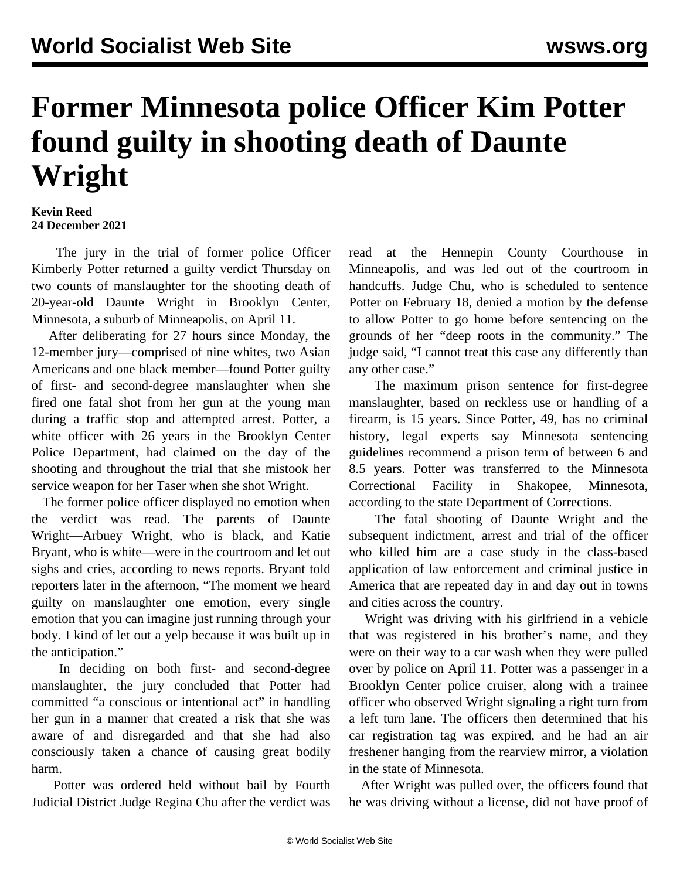# Former Minnesota police Officer Kim Potter found guilty in shooting death of Daunte Wright

**Kevin Reed**
**24 December 2021**

The jury in the trial of former police Officer Kimberly Potter returned a guilty verdict Thursday on two counts of manslaughter for the shooting death of 20-year-old Daunte Wright in Brooklyn Center, Minnesota, a suburb of Minneapolis, on April 11.

After deliberating for 27 hours since Monday, the 12-member jury—comprised of nine whites, two Asian Americans and one black member—found Potter guilty of first- and second-degree manslaughter when she fired one fatal shot from her gun at the young man during a traffic stop and attempted arrest. Potter, a white officer with 26 years in the Brooklyn Center Police Department, had claimed on the day of the shooting and throughout the trial that she mistook her service weapon for her Taser when she shot Wright.

The former police officer displayed no emotion when the verdict was read. The parents of Daunte Wright—Arbuey Wright, who is black, and Katie Bryant, who is white—were in the courtroom and let out sighs and cries, according to news reports. Bryant told reporters later in the afternoon, "The moment we heard guilty on manslaughter one emotion, every single emotion that you can imagine just running through your body. I kind of let out a yelp because it was built up in the anticipation."

In deciding on both first- and second-degree manslaughter, the jury concluded that Potter had committed "a conscious or intentional act" in handling her gun in a manner that created a risk that she was aware of and disregarded and that she had also consciously taken a chance of causing great bodily harm.

Potter was ordered held without bail by Fourth Judicial District Judge Regina Chu after the verdict was read at the Hennepin County Courthouse in Minneapolis, and was led out of the courtroom in handcuffs. Judge Chu, who is scheduled to sentence Potter on February 18, denied a motion by the defense to allow Potter to go home before sentencing on the grounds of her "deep roots in the community." The judge said, "I cannot treat this case any differently than any other case."

The maximum prison sentence for first-degree manslaughter, based on reckless use or handling of a firearm, is 15 years. Since Potter, 49, has no criminal history, legal experts say Minnesota sentencing guidelines recommend a prison term of between 6 and 8.5 years. Potter was transferred to the Minnesota Correctional Facility in Shakopee, Minnesota, according to the state Department of Corrections.

The fatal shooting of Daunte Wright and the subsequent indictment, arrest and trial of the officer who killed him are a case study in the class-based application of law enforcement and criminal justice in America that are repeated day in and day out in towns and cities across the country.

Wright was driving with his girlfriend in a vehicle that was registered in his brother's name, and they were on their way to a car wash when they were pulled over by police on April 11. Potter was a passenger in a Brooklyn Center police cruiser, along with a trainee officer who observed Wright signaling a right turn from a left turn lane. The officers then determined that his car registration tag was expired, and he had an air freshener hanging from the rearview mirror, a violation in the state of Minnesota.

After Wright was pulled over, the officers found that he was driving without a license, did not have proof of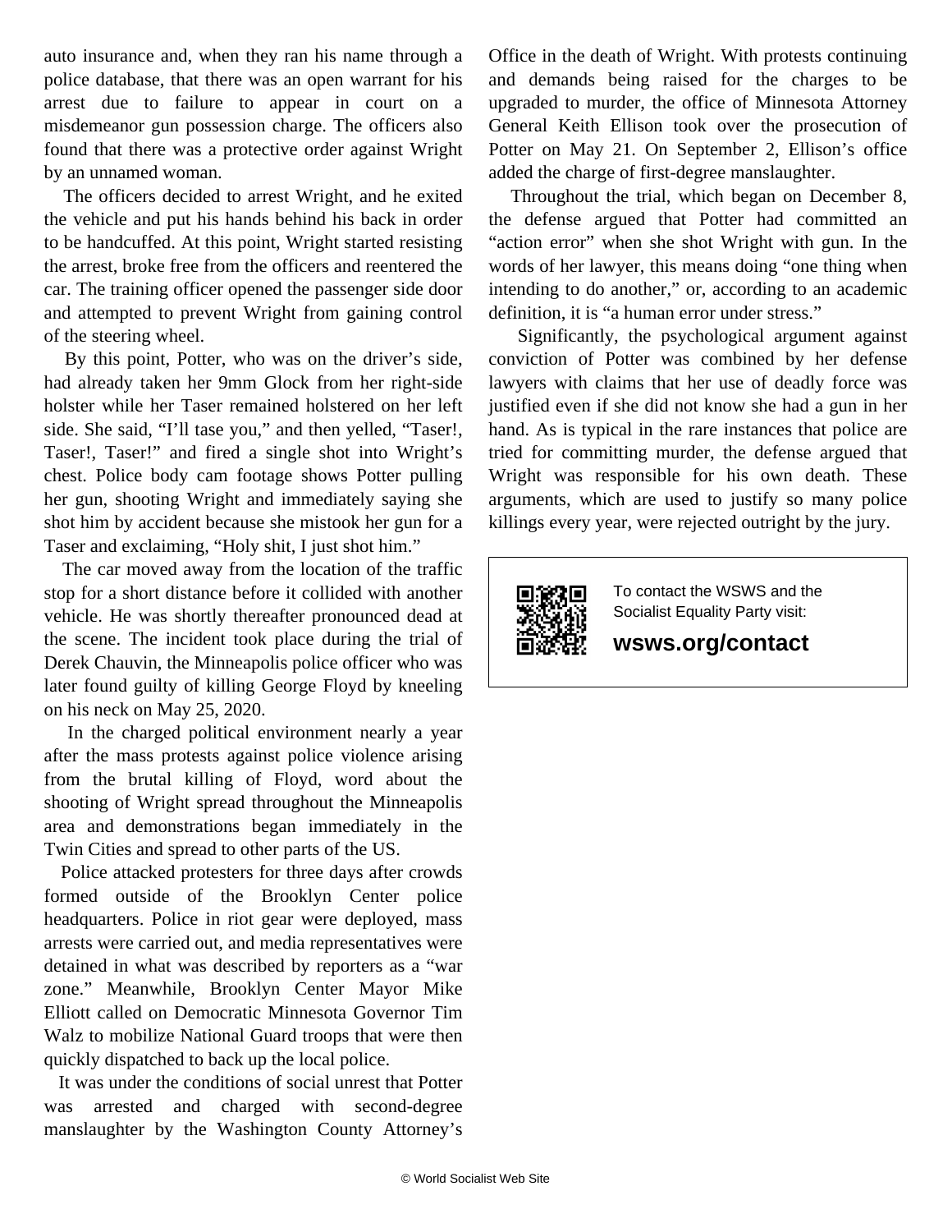auto insurance and, when they ran his name through a police database, that there was an open warrant for his arrest due to failure to appear in court on a misdemeanor gun possession charge. The officers also found that there was a protective order against Wright by an unnamed woman.

The officers decided to arrest Wright, and he exited the vehicle and put his hands behind his back in order to be handcuffed. At this point, Wright started resisting the arrest, broke free from the officers and reentered the car. The training officer opened the passenger side door and attempted to prevent Wright from gaining control of the steering wheel.

By this point, Potter, who was on the driver's side, had already taken her 9mm Glock from her right-side holster while her Taser remained holstered on her left side. She said, "I'll tase you," and then yelled, "Taser!, Taser!, Taser!" and fired a single shot into Wright's chest. Police body cam footage shows Potter pulling her gun, shooting Wright and immediately saying she shot him by accident because she mistook her gun for a Taser and exclaiming, "Holy shit, I just shot him."

The car moved away from the location of the traffic stop for a short distance before it collided with another vehicle. He was shortly thereafter pronounced dead at the scene. The incident took place during the trial of Derek Chauvin, the Minneapolis police officer who was later found guilty of killing George Floyd by kneeling on his neck on May 25, 2020.

In the charged political environment nearly a year after the mass protests against police violence arising from the brutal killing of Floyd, word about the shooting of Wright spread throughout the Minneapolis area and demonstrations began immediately in the Twin Cities and spread to other parts of the US.

Police attacked protesters for three days after crowds formed outside of the Brooklyn Center police headquarters. Police in riot gear were deployed, mass arrests were carried out, and media representatives were detained in what was described by reporters as a "war zone." Meanwhile, Brooklyn Center Mayor Mike Elliott called on Democratic Minnesota Governor Tim Walz to mobilize National Guard troops that were then quickly dispatched to back up the local police.

It was under the conditions of social unrest that Potter was arrested and charged with second-degree manslaughter by the Washington County Attorney's Office in the death of Wright. With protests continuing and demands being raised for the charges to be upgraded to murder, the office of Minnesota Attorney General Keith Ellison took over the prosecution of Potter on May 21. On September 2, Ellison's office added the charge of first-degree manslaughter.

Throughout the trial, which began on December 8, the defense argued that Potter had committed an "action error" when she shot Wright with gun. In the words of her lawyer, this means doing "one thing when intending to do another," or, according to an academic definition, it is "a human error under stress."

Significantly, the psychological argument against conviction of Potter was combined by her defense lawyers with claims that her use of deadly force was justified even if she did not know she had a gun in her hand. As is typical in the rare instances that police are tried for committing murder, the defense argued that Wright was responsible for his own death. These arguments, which are used to justify so many police killings every year, were rejected outright by the jury.

To contact the WSWS and the Socialist Equality Party visit:

**wsws.org/contact**